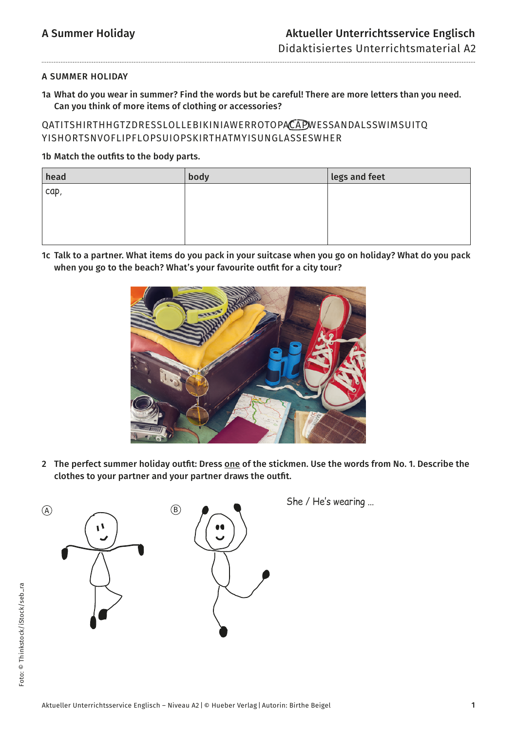## A SUMMER HOLIDAY

**1a What do you wear in summer? Find the words but be careful! There are more letters than you need. Can you think of more items of clothing or accessories?**

QATITSHIRTHHGTZDRESSLOLLEBIKINIAWERROTOPACAPWESSANDALSSWIMSUITQ
YISHORTSNVOFLIPFLOPSUIOPSKIRTHATMYISUNGLASSESWHER

**1b Match the outfits to the body parts.**

| head | body | legs and feet |
| --- | --- | --- |
| cap, | | |

**1c Talk to a partner. What items do you pack in your suitcase when you go on holiday? What do you pack when you go to the beach? What's your favourite outfit for a city tour?**

**2 The perfect summer holiday outfit: Dress one of the stickmen. Use the words from No. 1. Describe the clothes to your partner and your partner draws the outfit.**

Ⓐ

Ⓑ

She / He's wearing …

Foto: © Thinkstock/iStock/seb_ra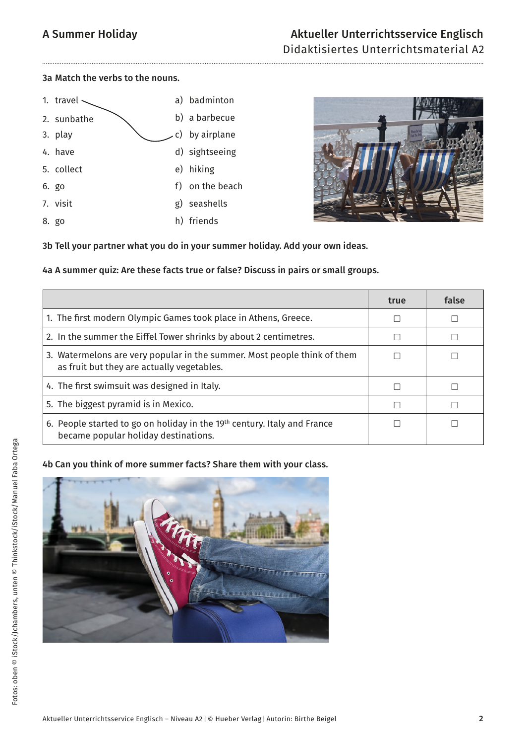### 3a Match the verbs to the nouns.

1. travel
2. sunbathe
3. play
4. have
5. collect
6. go
7. visit
8. go

a) badminton
b) a barbecue
c) by airplane
d) sightseeing
e) hiking
f) on the beach
g) seashells
h) friends

### 3b Tell your partner what you do in your summer holiday. Add your own ideas.

### 4a A summer quiz: Are these facts true or false? Discuss in pairs or small groups.

| | true | false |
|---|---|---|
| 1. The first modern Olympic Games took place in Athens, Greece. | ☐ | ☐ |
| 2. In the summer the Eiffel Tower shrinks by about 2 centimetres. | ☐ | ☐ |
| 3. Watermelons are very popular in the summer. Most people think of them as fruit but they are actually vegetables. | ☐ | ☐ |
| 4. The first swimsuit was designed in Italy. | ☐ | ☐ |
| 5. The biggest pyramid is in Mexico. | ☐ | ☐ |
| 6. People started to go on holiday in the 19th century. Italy and France became popular holiday destinations. | ☐ | ☐ |

### 4b Can you think of more summer facts? Share them with your class.

Fotos: oben © iStock/Jchambers, unten © Thinkstock/iStock/Manuel Faba Ortega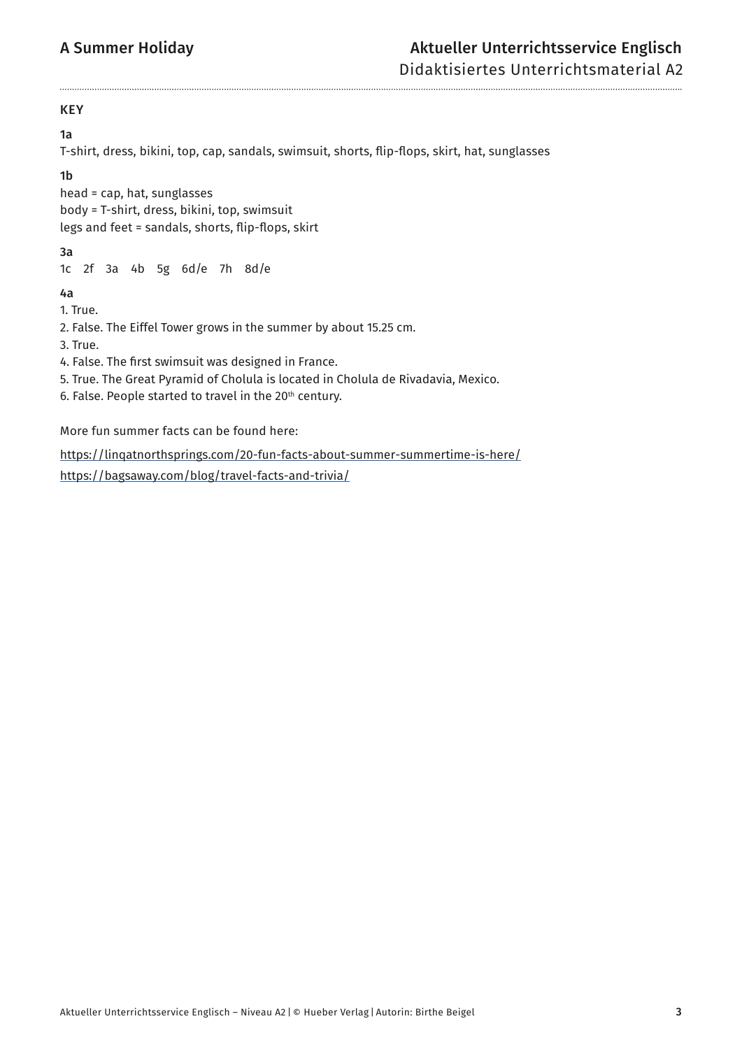## KEY

**1a**

T-shirt, dress, bikini, top, cap, sandals, swimsuit, shorts, flip-flops, skirt, hat, sunglasses

**1b**

head = cap, hat, sunglasses
body = T-shirt, dress, bikini, top, swimsuit
legs and feet = sandals, shorts, flip-flops, skirt

**3a**

1c 2f 3a 4b 5g 6d/e 7h 8d/e

**4a**

1. True.
2. False. The Eiffel Tower grows in the summer by about 15.25 cm.
3. True.
4. False. The first swimsuit was designed in France.
5. True. The Great Pyramid of Cholula is located in Cholula de Rivadavia, Mexico.
6. False. People started to travel in the 20th century.

More fun summer facts can be found here:

https://linqatnorthsprings.com/20-fun-facts-about-summer-summertime-is-here/

https://bagsaway.com/blog/travel-facts-and-trivia/